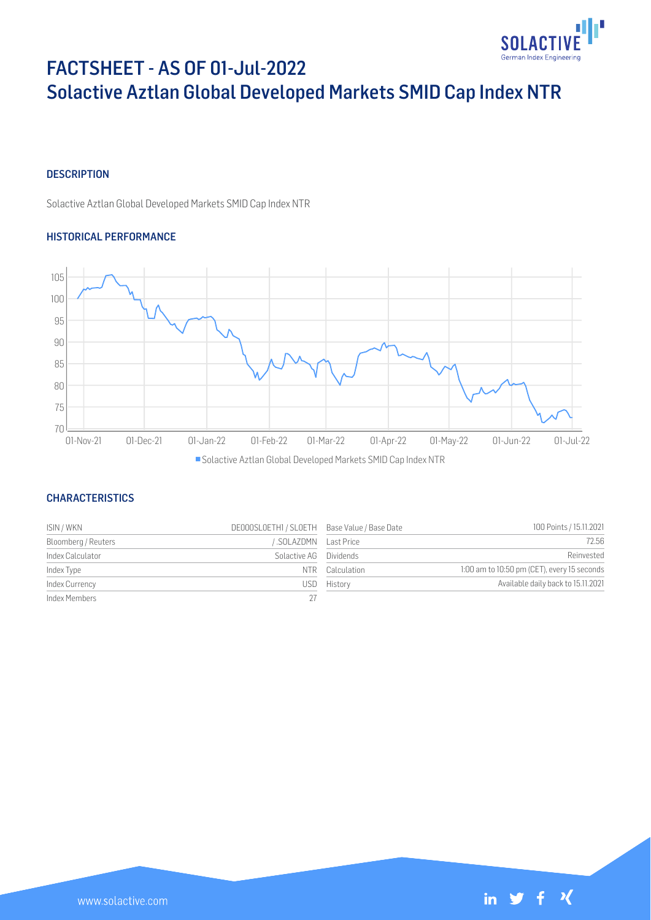# FACTSHEET - AS OF 01-Jul-2022
# Solactive Aztlan Global Developed Markets SMID Cap Index NTR

## DESCRIPTION

Solactive Aztlan Global Developed Markets SMID Cap Index NTR

## HISTORICAL PERFORMANCE

## CHARACTERISTICS

| | | | |
|---|---|---|---|
| ISIN / WKN | DE000SL0ETH1 / SL0ETH | Base Value / Base Date | 100 Points / 15.11.2021 |
| Bloomberg / Reuters | / .SOLAZDMN | Last Price | 72.56 |
| Index Calculator | Solactive AG | Dividends | Reinvested |
| Index Type | NTR | Calculation | 1:00 am to 10:50 pm (CET), every 15 seconds |
| Index Currency | USD | History | Available daily back to 15.11.2021 |
| Index Members | 27 | | |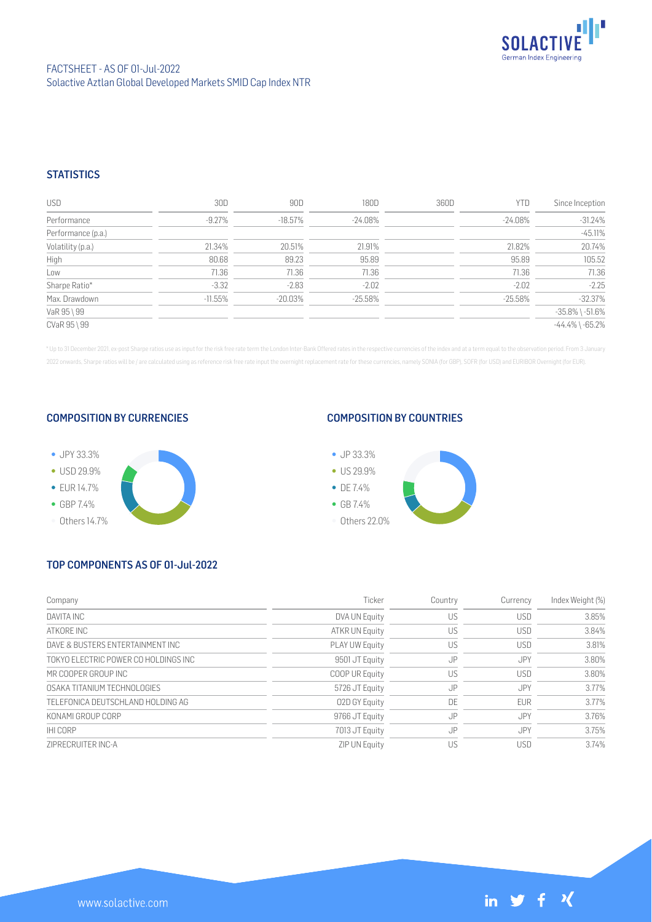FACTSHEET - AS OF 01-Jul-2022
Solactive Aztlan Global Developed Markets SMID Cap Index NTR

## STATISTICS

| USD | 30D | 90D | 180D | 360D | YTD | Since Inception |
|---|---|---|---|---|---|---|
| Performance | -9.27% | -18.57% | -24.08% | | -24.08% | -31.24% |
| Performance (p.a.) | | | | | | -45.11% |
| Volatility (p.a.) | 21.34% | 20.51% | 21.91% | | 21.82% | 20.74% |
| High | 80.68 | 89.23 | 95.89 | | 95.89 | 105.52 |
| Low | 71.36 | 71.36 | 71.36 | | 71.36 | 71.36 |
| Sharpe Ratio* | -3.32 | -2.83 | -2.02 | | -2.02 | -2.25 |
| Max. Drawdown | -11.55% | -20.03% | -25.58% | | -25.58% | -32.37% |
| VaR 95 \ 99 | | | | | | -35.8% \ -51.6% |
| CVaR 95 \ 99 | | | | | | -44.4% \ -65.2% |

* Up to 31 December 2021, ex-post Sharpe ratios use as input for the risk free rate term the London Inter-Bank Offered rates in the respective currencies of the index and at a term equal to the observation period. From 3 January 2022 onwards, Sharpe ratios will be / are calculated using as reference risk free rate input the overnight replacement rate for these currencies, namely SONIA (for GBP), SOFR (for USD) and EURIBOR Overnight (for EUR).

## COMPOSITION BY CURRENCIES

- JPY 33.3%
- USD 29.9%
- EUR 14.7%
- GBP 7.4%
- Others 14.7%

## COMPOSITION BY COUNTRIES

- JP 33.3%
- US 29.9%
- DE 7.4%
- GB 7.4%
- Others 22.0%

## TOP COMPONENTS AS OF 01-Jul-2022

| Company | Ticker | Country | Currency | Index Weight (%) |
|---|---|---|---|---|
| DAVITA INC | DVA UN Equity | US | USD | 3.85% |
| ATKORE INC | ATKR UN Equity | US | USD | 3.84% |
| DAVE & BUSTERS ENTERTAINMENT INC | PLAY UW Equity | US | USD | 3.81% |
| TOKYO ELECTRIC POWER CO HOLDINGS INC | 9501 JT Equity | JP | JPY | 3.80% |
| MR COOPER GROUP INC | COOP UR Equity | US | USD | 3.80% |
| OSAKA TITANIUM TECHNOLOGIES | 5726 JT Equity | JP | JPY | 3.77% |
| TELEFONICA DEUTSCHLAND HOLDING AG | O2D GY Equity | DE | EUR | 3.77% |
| KONAMI GROUP CORP | 9766 JT Equity | JP | JPY | 3.76% |
| IHI CORP | 7013 JT Equity | JP | JPY | 3.75% |
| ZIPRECRUITER INC-A | ZIP UN Equity | US | USD | 3.74% |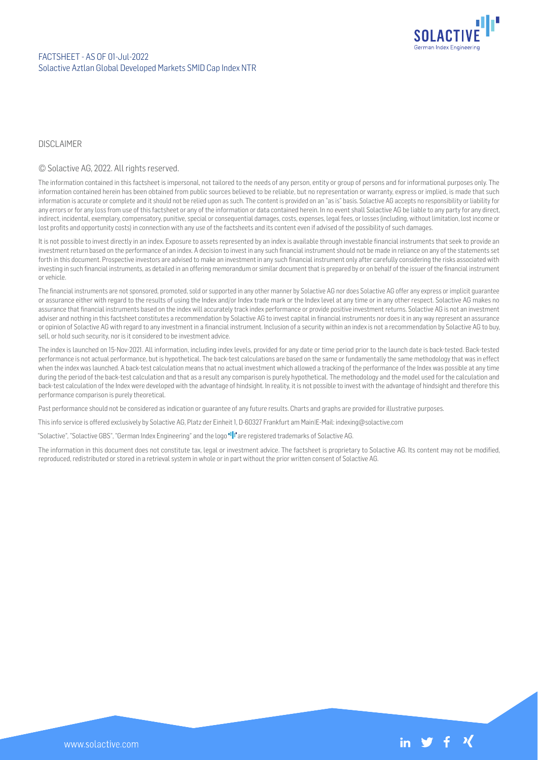FACTSHEET - AS OF 01-Jul-2022
Solactive Aztlan Global Developed Markets SMID Cap Index NTR

## DISCLAIMER

© Solactive AG, 2022. All rights reserved.

The information contained in this factsheet is impersonal, not tailored to the needs of any person, entity or group of persons and for informational purposes only. The information contained herein has been obtained from public sources believed to be reliable, but no representation or warranty, express or implied, is made that such information is accurate or complete and it should not be relied upon as such. The content is provided on an "as is" basis. Solactive AG accepts no responsibility or liability for any errors or for any loss from use of this factsheet or any of the information or data contained herein. In no event shall Solactive AG be liable to any party for any direct, indirect, incidental, exemplary, compensatory, punitive, special or consequential damages, costs, expenses, legal fees, or losses (including, without limitation, lost income or lost profits and opportunity costs) in connection with any use of the factsheets and its content even if advised of the possibility of such damages.

It is not possible to invest directly in an index. Exposure to assets represented by an index is available through investable financial instruments that seek to provide an investment return based on the performance of an index. A decision to invest in any such financial instrument should not be made in reliance on any of the statements set forth in this document. Prospective investors are advised to make an investment in any such financial instrument only after carefully considering the risks associated with investing in such financial instruments, as detailed in an offering memorandum or similar document that is prepared by or on behalf of the issuer of the financial instrument or vehicle.

The financial instruments are not sponsored, promoted, sold or supported in any other manner by Solactive AG nor does Solactive AG offer any express or implicit guarantee or assurance either with regard to the results of using the Index and/or Index trade mark or the Index level at any time or in any other respect. Solactive AG makes no assurance that financial instruments based on the index will accurately track index performance or provide positive investment returns. Solactive AG is not an investment adviser and nothing in this factsheet constitutes a recommendation by Solactive AG to invest capital in financial instruments nor does it in any way represent an assurance or opinion of Solactive AG with regard to any investment in a financial instrument. Inclusion of a security within an index is not a recommendation by Solactive AG to buy, sell, or hold such security, nor is it considered to be investment advice.

The index is launched on 15-Nov-2021. All information, including index levels, provided for any date or time period prior to the launch date is back-tested. Back-tested performance is not actual performance, but is hypothetical. The back-test calculations are based on the same or fundamentally the same methodology that was in effect when the index was launched. A back-test calculation means that no actual investment which allowed a tracking of the performance of the Index was possible at any time during the period of the back-test calculation and that as a result any comparison is purely hypothetical. The methodology and the model used for the calculation and back-test calculation of the Index were developed with the advantage of hindsight. In reality, it is not possible to invest with the advantage of hindsight and therefore this performance comparison is purely theoretical.

Past performance should not be considered as indication or guarantee of any future results. Charts and graphs are provided for illustrative purposes.

This info service is offered exclusively by Solactive AG, Platz der Einheit 1, D-60327 Frankfurt am Main|E-Mail: indexing@solactive.com

"Solactive", "Solactive GBS", "German Index Engineering" and the logo are registered trademarks of Solactive AG.

The information in this document does not constitute tax, legal or investment advice. The factsheet is proprietary to Solactive AG. Its content may not be modified, reproduced, redistributed or stored in a retrieval system in whole or in part without the prior written consent of Solactive AG.

www.solactive.com